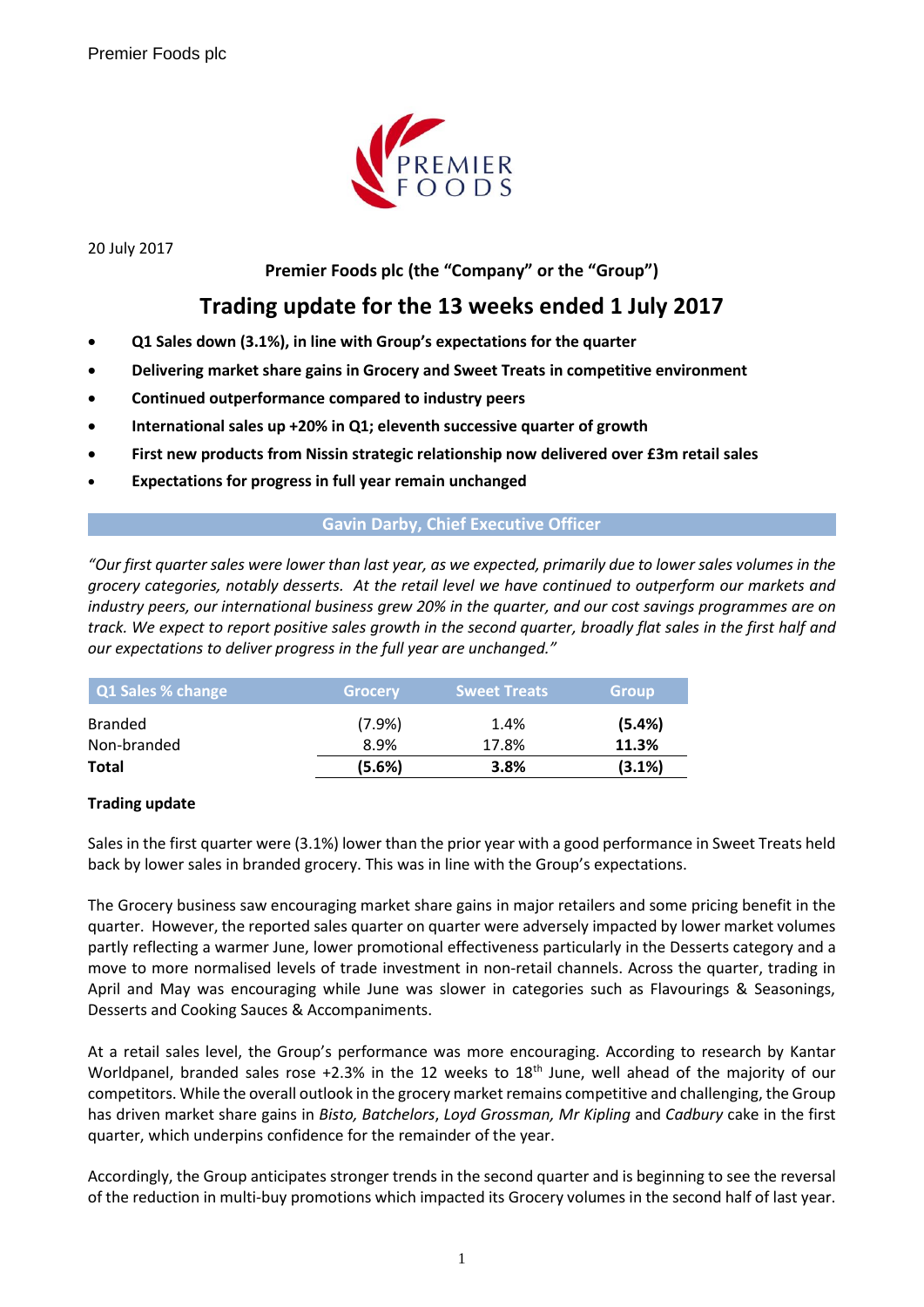Premier Foods plc

20 July 2017

**Premier Foods plc (the "Company" or the "Group")**

# Trading update for the 13 weeks ended 1 July 2017

- **Q1 Sales down (3.1%), in line with Group's expectations for the quarter**
- **Delivering market share gains in Grocery and Sweet Treats in competitive environment**
- **Continued outperformance compared to industry peers**
- **International sales up +20% in Q1; eleventh successive quarter of growth**
- **First new products from Nissin strategic relationship now delivered over £3m retail sales**
- **Expectations for progress in full year remain unchanged**

## Gavin Darby, Chief Executive Officer

*"Our first quarter sales were lower than last year, as we expected, primarily due to lower sales volumes in the grocery categories, notably desserts. At the retail level we have continued to outperform our markets and industry peers, our international business grew 20% in the quarter, and our cost savings programmes are on track. We expect to report positive sales growth in the second quarter, broadly flat sales in the first half and our expectations to deliver progress in the full year are unchanged."*

| Q1 Sales % change | Grocery | Sweet Treats | Group |
|---|---|---|---|
| Branded | (7.9%) | 1.4% | **(5.4%)** |
| Non-branded | 8.9% | 17.8% | **11.3%** |
| **Total** | **(5.6%)** | **3.8%** | **(3.1%)** |

**Trading update**

Sales in the first quarter were (3.1%) lower than the prior year with a good performance in Sweet Treats held back by lower sales in branded grocery. This was in line with the Group's expectations.

The Grocery business saw encouraging market share gains in major retailers and some pricing benefit in the quarter. However, the reported sales quarter on quarter were adversely impacted by lower market volumes partly reflecting a warmer June, lower promotional effectiveness particularly in the Desserts category and a move to more normalised levels of trade investment in non-retail channels. Across the quarter, trading in April and May was encouraging while June was slower in categories such as Flavourings & Seasonings, Desserts and Cooking Sauces & Accompaniments.

At a retail sales level, the Group's performance was more encouraging. According to research by Kantar Worldpanel, branded sales rose +2.3% in the 12 weeks to 18th June, well ahead of the majority of our competitors. While the overall outlook in the grocery market remains competitive and challenging, the Group has driven market share gains in *Bisto, Batchelors*, *Loyd Grossman, Mr Kipling* and *Cadbury* cake in the first quarter, which underpins confidence for the remainder of the year.

Accordingly, the Group anticipates stronger trends in the second quarter and is beginning to see the reversal of the reduction in multi-buy promotions which impacted its Grocery volumes in the second half of last year.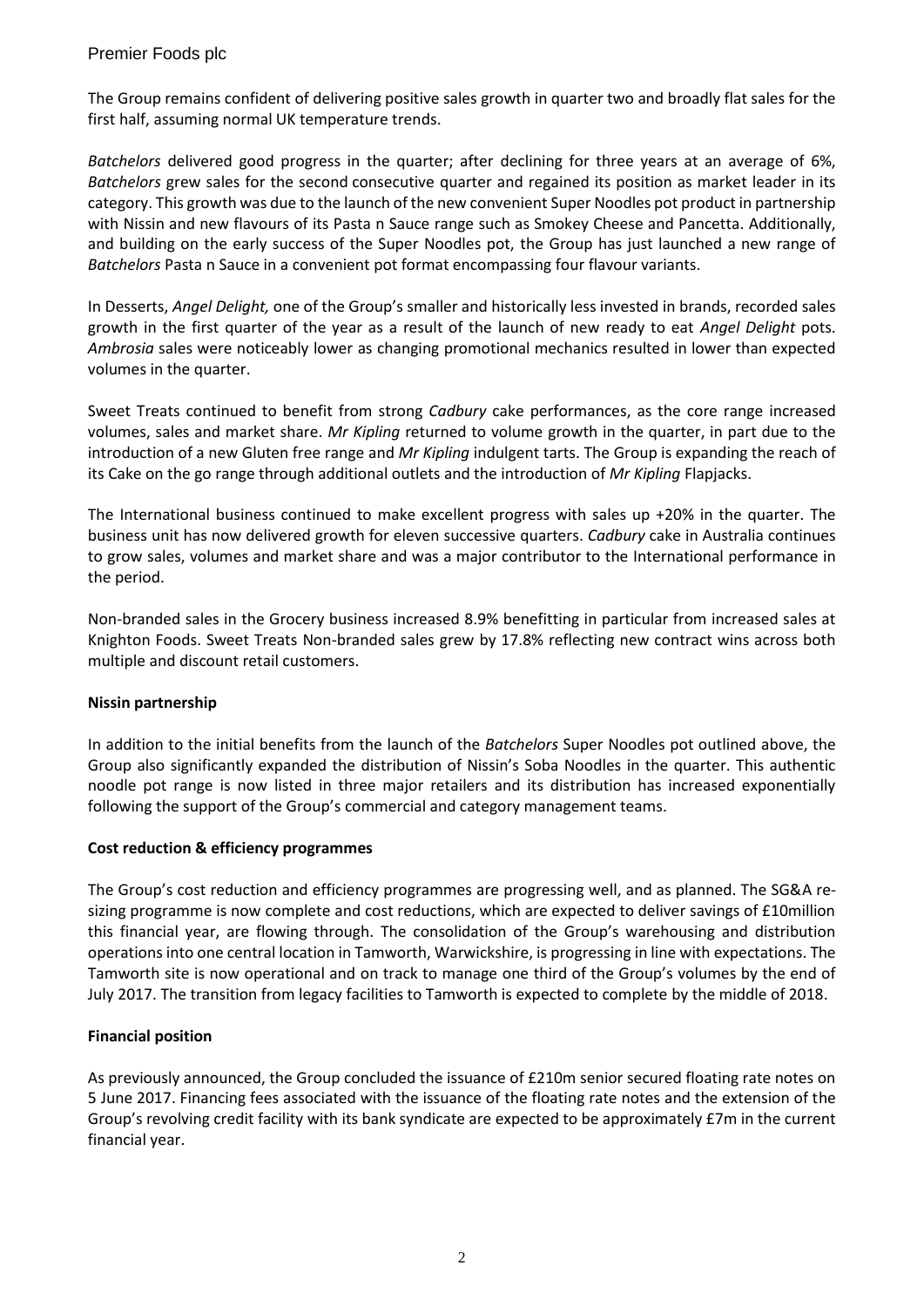The Group remains confident of delivering positive sales growth in quarter two and broadly flat sales for the first half, assuming normal UK temperature trends.

*Batchelors* delivered good progress in the quarter; after declining for three years at an average of 6%, *Batchelors* grew sales for the second consecutive quarter and regained its position as market leader in its category. This growth was due to the launch of the new convenient Super Noodles pot product in partnership with Nissin and new flavours of its Pasta n Sauce range such as Smokey Cheese and Pancetta. Additionally, and building on the early success of the Super Noodles pot, the Group has just launched a new range of *Batchelors* Pasta n Sauce in a convenient pot format encompassing four flavour variants.

In Desserts, *Angel Delight,* one of the Group's smaller and historically less invested in brands, recorded sales growth in the first quarter of the year as a result of the launch of new ready to eat *Angel Delight* pots. *Ambrosia* sales were noticeably lower as changing promotional mechanics resulted in lower than expected volumes in the quarter.

Sweet Treats continued to benefit from strong *Cadbury* cake performances, as the core range increased volumes, sales and market share. *Mr Kipling* returned to volume growth in the quarter, in part due to the introduction of a new Gluten free range and *Mr Kipling* indulgent tarts. The Group is expanding the reach of its Cake on the go range through additional outlets and the introduction of *Mr Kipling* Flapjacks.

The International business continued to make excellent progress with sales up +20% in the quarter. The business unit has now delivered growth for eleven successive quarters. *Cadbury* cake in Australia continues to grow sales, volumes and market share and was a major contributor to the International performance in the period.

Non-branded sales in the Grocery business increased 8.9% benefitting in particular from increased sales at Knighton Foods. Sweet Treats Non-branded sales grew by 17.8% reflecting new contract wins across both multiple and discount retail customers.

**Nissin partnership**

In addition to the initial benefits from the launch of the *Batchelors* Super Noodles pot outlined above, the Group also significantly expanded the distribution of Nissin's Soba Noodles in the quarter. This authentic noodle pot range is now listed in three major retailers and its distribution has increased exponentially following the support of the Group's commercial and category management teams.

**Cost reduction & efficiency programmes**

The Group's cost reduction and efficiency programmes are progressing well, and as planned. The SG&A re-sizing programme is now complete and cost reductions, which are expected to deliver savings of £10million this financial year, are flowing through. The consolidation of the Group's warehousing and distribution operations into one central location in Tamworth, Warwickshire, is progressing in line with expectations. The Tamworth site is now operational and on track to manage one third of the Group's volumes by the end of July 2017. The transition from legacy facilities to Tamworth is expected to complete by the middle of 2018.

**Financial position**

As previously announced, the Group concluded the issuance of £210m senior secured floating rate notes on 5 June 2017. Financing fees associated with the issuance of the floating rate notes and the extension of the Group's revolving credit facility with its bank syndicate are expected to be approximately £7m in the current financial year.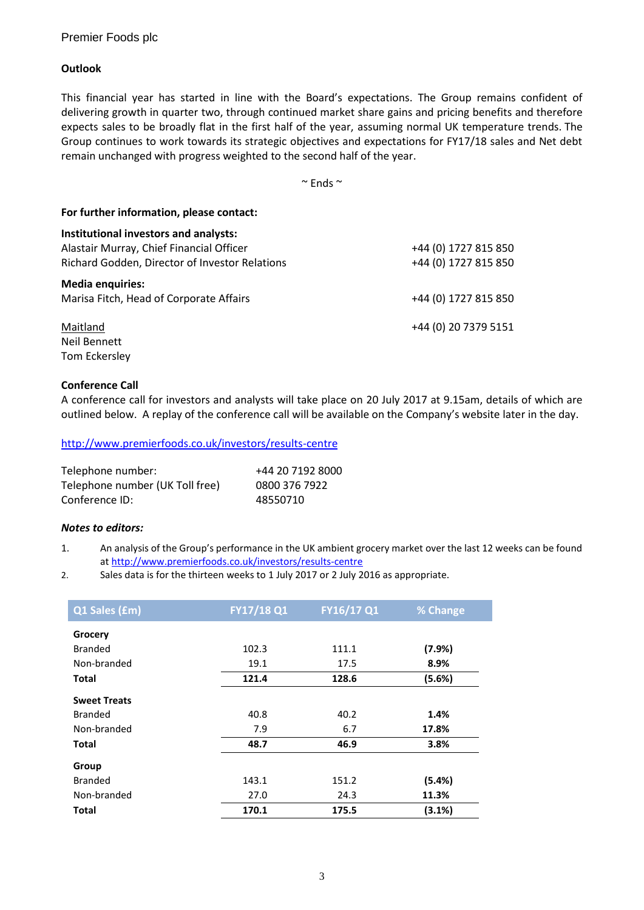Premier Foods plc

### Outlook

This financial year has started in line with the Board's expectations. The Group remains confident of delivering growth in quarter two, through continued market share gains and pricing benefits and therefore expects sales to be broadly flat in the first half of the year, assuming normal UK temperature trends. The Group continues to work towards its strategic objectives and expectations for FY17/18 sales and Net debt remain unchanged with progress weighted to the second half of the year.

~ Ends ~

**For further information, please contact:**

**Institutional investors and analysts:**

| | |
|---|---|
| Alastair Murray, Chief Financial Officer | +44 (0) 1727 815 850 |
| Richard Godden, Director of Investor Relations | +44 (0) 1727 815 850 |

**Media enquiries:**

| | |
|---|---|
| Marisa Fitch, Head of Corporate Affairs | +44 (0) 1727 815 850 |

Maitland — +44 (0) 20 7379 5151
Neil Bennett
Tom Eckersley

**Conference Call**

A conference call for investors and analysts will take place on 20 July 2017 at 9.15am, details of which are outlined below. A replay of the conference call will be available on the Company's website later in the day.

http://www.premierfoods.co.uk/investors/results-centre

| | |
|---|---|
| Telephone number: | +44 20 7192 8000 |
| Telephone number (UK Toll free) | 0800 376 7922 |
| Conference ID: | 48550710 |

***Notes to editors:***

1. An analysis of the Group's performance in the UK ambient grocery market over the last 12 weeks can be found at http://www.premierfoods.co.uk/investors/results-centre
2. Sales data is for the thirteen weeks to 1 July 2017 or 2 July 2016 as appropriate.

| Q1 Sales (£m) | FY17/18 Q1 | FY16/17 Q1 | % Change |
|---|---|---|---|
| **Grocery** | | | |
| Branded | 102.3 | 111.1 | **(7.9%)** |
| Non-branded | 19.1 | 17.5 | **8.9%** |
| **Total** | **121.4** | **128.6** | **(5.6%)** |
| **Sweet Treats** | | | |
| Branded | 40.8 | 40.2 | **1.4%** |
| Non-branded | 7.9 | 6.7 | **17.8%** |
| **Total** | **48.7** | **46.9** | **3.8%** |
| **Group** | | | |
| Branded | 143.1 | 151.2 | **(5.4%)** |
| Non-branded | 27.0 | 24.3 | **11.3%** |
| **Total** | **170.1** | **175.5** | **(3.1%)** |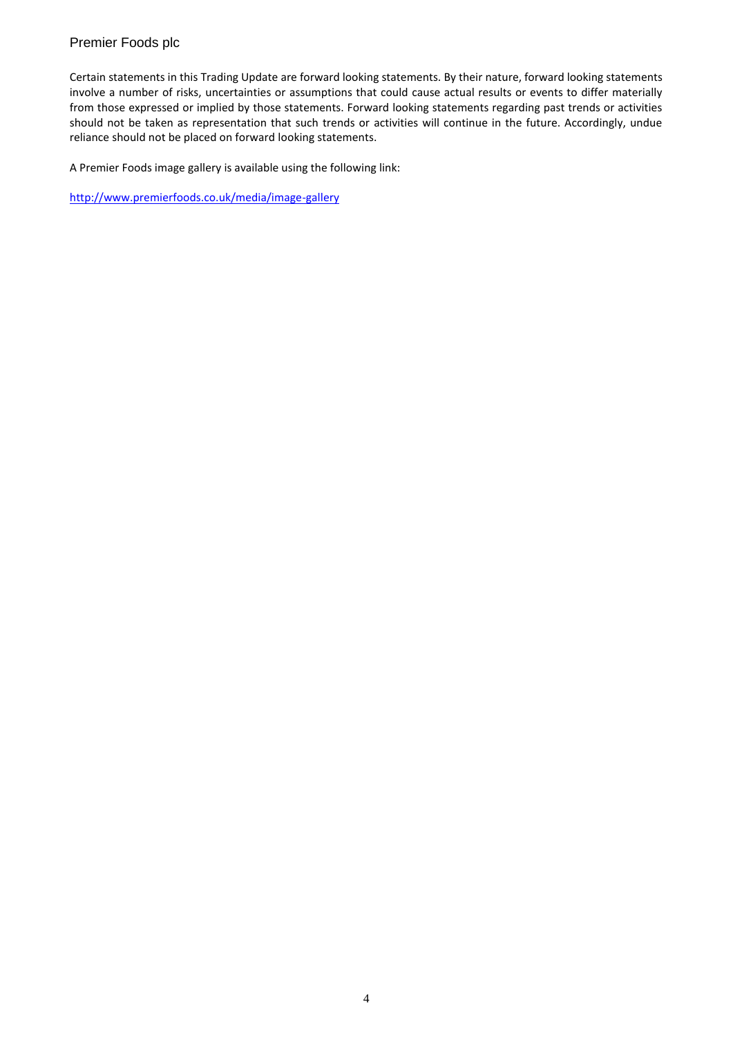Certain statements in this Trading Update are forward looking statements. By their nature, forward looking statements involve a number of risks, uncertainties or assumptions that could cause actual results or events to differ materially from those expressed or implied by those statements. Forward looking statements regarding past trends or activities should not be taken as representation that such trends or activities will continue in the future. Accordingly, undue reliance should not be placed on forward looking statements.

A Premier Foods image gallery is available using the following link:

[http://www.premierfoods.co.uk/media/image-gallery](http://www.premierfoods.co.uk/media/image-gallery)